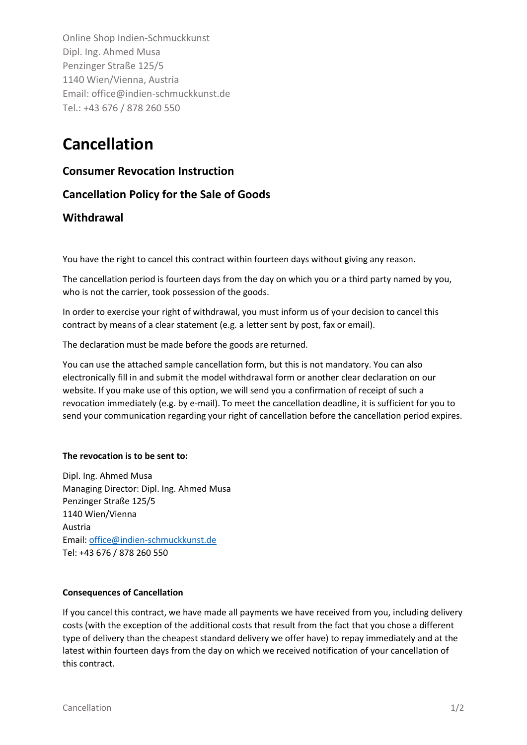Online Shop Indien-Schmuckkunst
Dipl. Ing. Ahmed Musa
Penzinger Straße 125/5
1140 Wien/Vienna, Austria
Email: office@indien-schmuckkunst.de
Tel.: +43 676 / 878 260 550

# Cancellation

## Consumer Revocation Instruction

## Cancellation Policy for the Sale of Goods

## Withdrawal

You have the right to cancel this contract within fourteen days without giving any reason.

The cancellation period is fourteen days from the day on which you or a third party named by you, who is not the carrier, took possession of the goods.

In order to exercise your right of withdrawal, you must inform us of your decision to cancel this contract by means of a clear statement (e.g. a letter sent by post, fax or email).

The declaration must be made before the goods are returned.

You can use the attached sample cancellation form, but this is not mandatory. You can also electronically fill in and submit the model withdrawal form or another clear declaration on our website. If you make use of this option, we will send you a confirmation of receipt of such a revocation immediately (e.g. by e-mail). To meet the cancellation deadline, it is sufficient for you to send your communication regarding your right of cancellation before the cancellation period expires.

**The revocation is to be sent to:**

Dipl. Ing. Ahmed Musa
Managing Director: Dipl. Ing. Ahmed Musa
Penzinger Straße 125/5
1140 Wien/Vienna
Austria
Email: office@indien-schmuckkunst.de
Tel: +43 676 / 878 260 550

**Consequences of Cancellation**

If you cancel this contract, we have made all payments we have received from you, including delivery costs (with the exception of the additional costs that result from the fact that you chose a different type of delivery than the cheapest standard delivery we offer have) to repay immediately and at the latest within fourteen days from the day on which we received notification of your cancellation of this contract.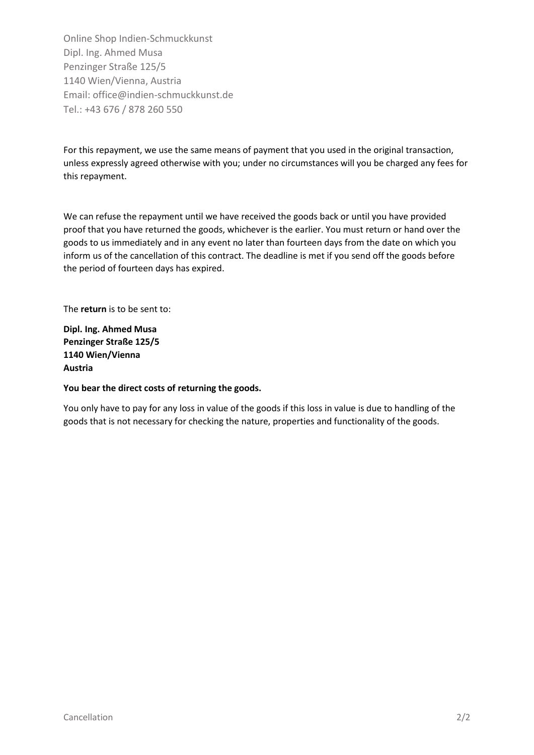Online Shop Indien-Schmuckkunst
Dipl. Ing. Ahmed Musa
Penzinger Straße 125/5
1140 Wien/Vienna, Austria
Email: office@indien-schmuckkunst.de
Tel.: +43 676 / 878 260 550

For this repayment, we use the same means of payment that you used in the original transaction, unless expressly agreed otherwise with you; under no circumstances will you be charged any fees for this repayment.

We can refuse the repayment until we have received the goods back or until you have provided proof that you have returned the goods, whichever is the earlier. You must return or hand over the goods to us immediately and in any event no later than fourteen days from the date on which you inform us of the cancellation of this contract. The deadline is met if you send off the goods before the period of fourteen days has expired.

The **return** is to be sent to:

**Dipl. Ing. Ahmed Musa**
**Penzinger Straße 125/5**
**1140 Wien/Vienna**
**Austria**

**You bear the direct costs of returning the goods.**

You only have to pay for any loss in value of the goods if this loss in value is due to handling of the goods that is not necessary for checking the nature, properties and functionality of the goods.